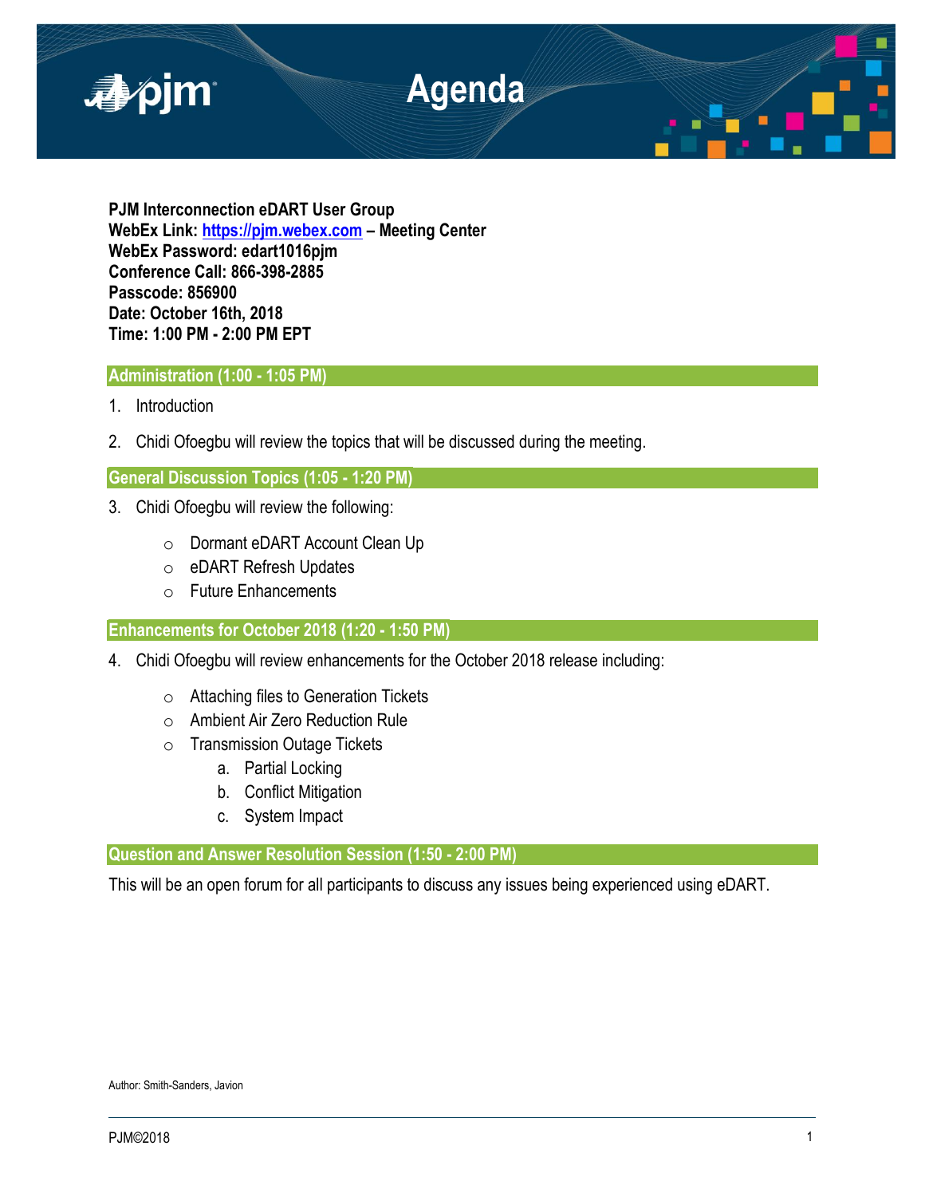# Agenda

**PJM Interconnection eDART User Group**
**WebEx Link: [https://pjm.webex.com](https://pjm.webex.com) – Meeting Center**
**WebEx Password: edart1016pjm**
**Conference Call: 866-398-2885**
**Passcode: 856900**
**Date: October 16th, 2018**
**Time: 1:00 PM - 2:00 PM EPT**

## Administration (1:00 - 1:05 PM)

1. Introduction
2. Chidi Ofoegbu will review the topics that will be discussed during the meeting.

## General Discussion Topics (1:05 - 1:20 PM)

3. Chidi Ofoegbu will review the following:
   - Dormant eDART Account Clean Up
   - eDART Refresh Updates
   - Future Enhancements

## Enhancements for October 2018 (1:20 - 1:50 PM)

4. Chidi Ofoegbu will review enhancements for the October 2018 release including:
   - Attaching files to Generation Tickets
   - Ambient Air Zero Reduction Rule
   - Transmission Outage Tickets
     a. Partial Locking
     b. Conflict Mitigation
     c. System Impact

## Question and Answer Resolution Session (1:50 - 2:00 PM)

This will be an open forum for all participants to discuss any issues being experienced using eDART.

Author: Smith-Sanders, Javion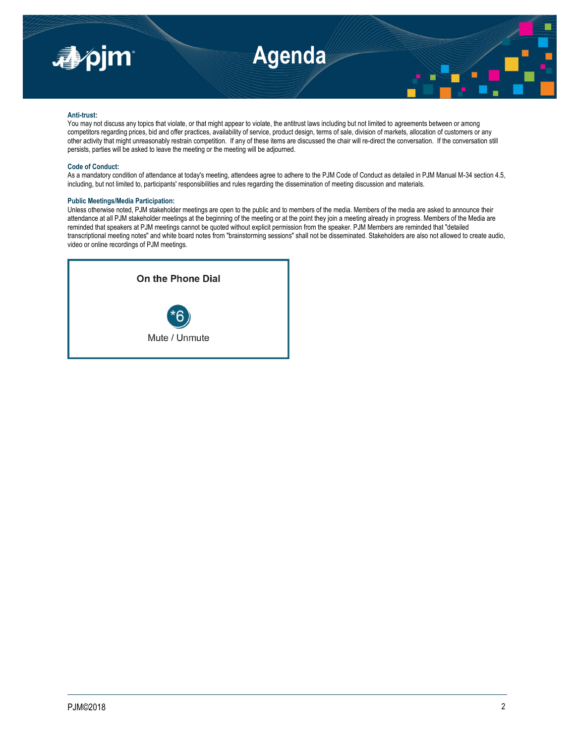# Agenda

**Anti-trust:**
You may not discuss any topics that violate, or that might appear to violate, the antitrust laws including but not limited to agreements between or among competitors regarding prices, bid and offer practices, availability of service, product design, terms of sale, division of markets, allocation of customers or any other activity that might unreasonably restrain competition. If any of these items are discussed the chair will re-direct the conversation. If the conversation still persists, parties will be asked to leave the meeting or the meeting will be adjourned.

**Code of Conduct:**
As a mandatory condition of attendance at today's meeting, attendees agree to adhere to the PJM Code of Conduct as detailed in PJM Manual M-34 section 4.5, including, but not limited to, participants' responsibilities and rules regarding the dissemination of meeting discussion and materials.

**Public Meetings/Media Participation:**
Unless otherwise noted, PJM stakeholder meetings are open to the public and to members of the media. Members of the media are asked to announce their attendance at all PJM stakeholder meetings at the beginning of the meeting or at the point they join a meeting already in progress. Members of the Media are reminded that speakers at PJM meetings cannot be quoted without explicit permission from the speaker. PJM Members are reminded that "detailed transcriptional meeting notes" and white board notes from "brainstorming sessions" shall not be disseminated. Stakeholders are also not allowed to create audio, video or online recordings of PJM meetings.

**On the Phone Dial**

*6

Mute / Unmute